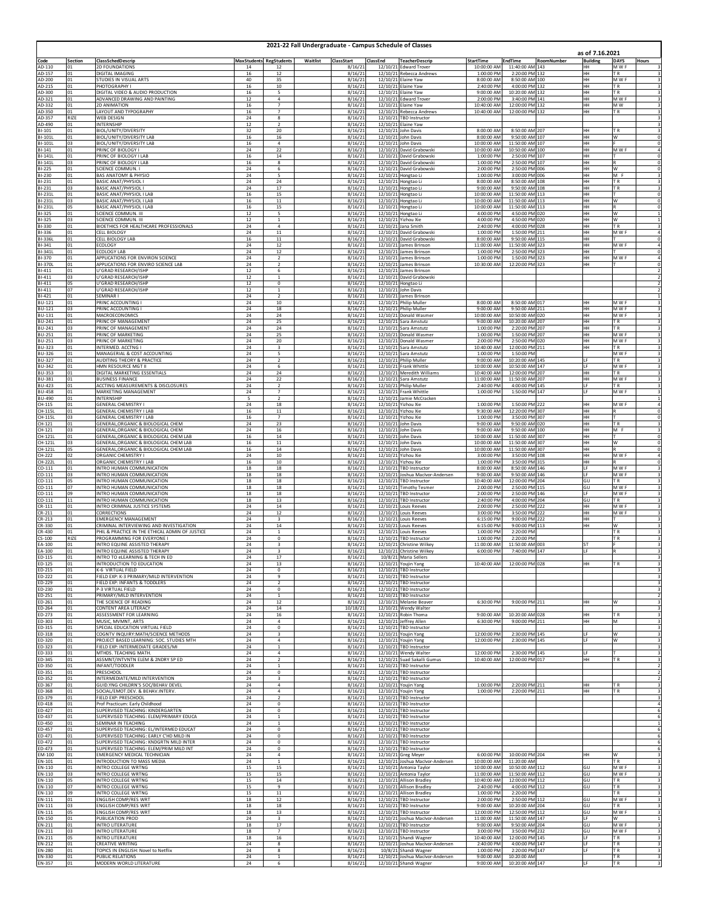# 2021-22 Fall Undergraduate - Campus Schedule of Classes

as of 7.16.2021

| Code | Section | ClassSchedDescrip | MaxStudents | RegStudents | Waitlist | ClassStart | ClassEnd | TeacherDescrip | StartTime | EndTime | RoomNumber | Building | DAYS | Hours |
|---|---|---|---|---|---|---|---|---|---|---|---|---|---|---|
| AD-110 | 01 | 2D FOUNDATIONS | 14 | 12 | | 8/16/21 | 12/10/21 | Edward Trover | 10:00:00 AM | 11:40:00 AM | 143 | HH | M W F | 3 |
| AD-157 | 01 | DIGITAL IMAGING | 16 | 12 | | 8/16/21 | 12/10/21 | Rebecca Andrews | 1:00:00 PM | 2:20:00 PM | 132 | HH | T R | 3 |
| AD-200 | 01 | STUDIES IN VISUAL ARTS | 40 | 35 | | 8/16/21 | 12/10/21 | Elaine Yaw | 8:00:00 AM | 8:50:00 AM | 100 | HH | M W F | 3 |
| AD-215 | 01 | PHOTOGRAPHY I | 16 | 10 | | 8/16/21 | 12/10/21 | Elaine Yaw | 2:40:00 PM | 4:00:00 PM | 132 | HH | T R | 3 |
| AD-300 | 01 | DIGITAL VIDEO & AUDIO PRODUCTION | 16 | 5 | | 8/16/21 | 12/10/21 | Elaine Yaw | 9:00:00 AM | 10:20:00 AM | 132 | HH | T R | 3 |
| AD-321 | 01 | ADVANCED DRAWING AND PAINTING | 12 | 4 | | 8/16/21 | 12/10/21 | Edward Trover | 2:00:00 PM | 3:40:00 PM | 141 | HH | M W F | 3 |
| AD-332 | 01 | 2D ANIMATION | 16 | 7 | | 8/16/21 | 12/10/21 | Elaine Yaw | 10:40:00 AM | 12:00:00 PM | 132 | HH | M W | 3 |
| AD-350 | 01 | LAYOUT AND TYPOGRAPHY | 16 | 7 | | 8/16/21 | 12/10/21 | Rebecca Andrews | 10:40:00 AM | 12:00:00 PM | 132 | HH | T R | 3 |
| AD-357 | RIZE | WEB DESIGN | 24 | 8 | | 8/16/21 | 12/10/21 | TBD Instructor | | | | | | 3 |
| AD-490 | 01 | INTERNSHIP | 12 | 2 | | 8/16/21 | 12/10/21 | Elaine Yaw | | | | | | 3 |
| BI-101 | 01 | BIOL/UNITY/DIVERSITY | 32 | 20 | | 8/16/21 | 12/10/21 | John Davis | 8:00:00 AM | 8:50:00 AM | 207 | HH | T R | 3 |
| BI-101L | 01 | BIOL/UNITY/DIVERSITY LAB | 16 | 16 | | 8/16/21 | 12/10/21 | John Davis | 8:00:00 AM | 9:50:00 AM | 107 | HH | W | 0 |
| BI-101L | 03 | BIOL/UNITY/DIVERSITY LAB | 16 | 4 | | 8/16/21 | 12/10/21 | John Davis | 10:00:00 AM | 11:50:00 AM | 107 | HH | F | 0 |
| BI-141 | 01 | PRINC OF BIOLOGY I | 24 | 22 | | 8/16/21 | 12/10/21 | David Grabowski | 10:00:00 AM | 10:50:00 AM | 100 | HH | M W F | 4 |
| BI-141L | 01 | PRINC OF BIOLOGY I LAB | 16 | 14 | | 8/16/21 | 12/10/21 | David Grabowski | 1:00:00 PM | 2:50:00 PM | 107 | HH | T | 0 |
| BI-141L | 03 | PRINC OF BIOLOGY I LAB | 16 | 8 | | 8/16/21 | 12/10/21 | David Grabowski | 1:00:00 PM | 2:50:00 PM | 107 | HH | R | 0 |
| BI-225 | 01 | SCIENCE COMMUN. I | 24 | 6 | | 8/16/21 | 12/10/21 | David Grabowski | 2:00:00 PM | 2:50:00 PM | 006 | HH | W | 0 |
| BI-230 | 01 | BAS ANATOMY & PHYSIO | 24 | 5 | | 8/16/21 | 12/10/21 | Hongtao Li | 1:00:00 PM | 3:00:00 PM | 006 | HH | M F | 3 |
| BI-231 | 01 | BASIC ANAT/PHYSIOL I | 24 | 24 | | 8/16/21 | 12/10/21 | Hongtao Li | 8:00:00 AM | 8:50:00 AM | 108 | HH | T R | 3 |
| BI-231 | 03 | BASIC ANAT/PHYSIOL I | 24 | 17 | | 8/16/21 | 12/10/21 | Hongtao Li | 9:00:00 AM | 9:50:00 AM | 108 | HH | T R | 3 |
| BI-231L | 01 | BASIC ANAT/PHYSIOL I LAB | 16 | 15 | | 8/16/21 | 12/10/21 | Hongtao Li | 10:00:00 AM | 11:50:00 AM | 113 | HH | T | 0 |
| BI-231L | 03 | BASIC ANAT/PHYSIOL I LAB | 16 | 11 | | 8/16/21 | 12/10/21 | Hongtao Li | 10:00:00 AM | 11:50:00 AM | 113 | HH | W | 0 |
| BI-231L | 05 | BASIC ANAT/PHYSIOL I LAB | 16 | 15 | | 8/16/21 | 12/10/21 | Hongtao Li | 10:00:00 AM | 11:50:00 AM | 113 | HH | R | 0 |
| BI-325 | 01 | SCIENCE COMMUN. III | 12 | 5 | | 8/16/21 | 12/10/21 | Hongtao Li | 4:00:00 PM | 4:50:00 PM | 020 | HH | W | 1 |
| BI-325 | 03 | SCIENCE COMMUN. III | 12 | 1 | | 8/16/21 | 12/10/21 | Yizhou Xie | 4:00:00 PM | 4:50:00 PM | 020 | HH | W | 1 |
| BI-330 | 01 | BIOETHICS FOR HEALTHCARE PROFESSIONALS | 24 | 4 | | 8/16/21 | 12/10/21 | Jana Smith | 2:40:00 PM | 4:00:00 PM | 028 | HH | T R | 3 |
| BI-336 | 01 | CELL BIOLOGY | 24 | 11 | | 8/16/21 | 12/10/21 | David Grabowski | 1:00:00 PM | 1:50:00 PM | 211 | HH | M W F | 4 |
| BI-336L | 01 | CELL BIOLOGY LAB | 16 | 11 | | 8/16/21 | 12/10/21 | David Grabowski | 8:00:00 AM | 9:50:00 AM | 115 | HH | T | 0 |
| BI-341 | 01 | ECOLOGY | 24 | 12 | | 8/16/21 | 12/10/21 | James Brinson | 11:00:00 AM | 11:50:00 AM | 323 | HH | M W F | 4 |
| BI-341L | 01 | ECOLOGY LAB | 24 | 12 | | 8/16/21 | 12/10/21 | James Brinson | 1:00:00 PM | 2:50:00 PM | 323 | HH | T | 0 |
| BI-370 | 01 | APPLICATIONS FOR ENVIRON SCIENCE | 24 | 2 | | 8/16/21 | 12/10/21 | James Brinson | 1:00:00 PM | 1:50:00 PM | 323 | HH | M W F | 4 |
| BI-370L | 01 | APPLICATIONS FOR ENVIRO SCIENCE LAB | 24 | 2 | | 8/16/21 | 12/10/21 | James Brinson | 10:30:00 AM | 12:20:00 PM | 323 | HH | T | 0 |
| BI-411 | 01 | U'GRAD RESEARCH/ISHP | 12 | 6 | | 8/16/21 | 12/10/21 | James Brinson | | | | | | 2 |
| BI-411 | 03 | U'GRAD RESEARCH/ISHP | 12 | 1 | | 8/16/21 | 12/10/21 | David Grabowski | | | | | | 2 |
| BI-411 | 05 | U'GRAD RESEARCH/ISHP | 12 | 0 | | 8/16/21 | 12/10/21 | Hongtao Li | | | | | | 2 |
| BI-411 | 07 | U'GRAD RESEARCH/ISHP | 12 | 1 | | 8/16/21 | 12/10/21 | John Davis | | | | | | 2 |
| BI-421 | 01 | SEMINAR I | 24 | 2 | | 8/16/21 | 12/10/21 | James Brinson | | | | | | 1 |
| BU-121 | 01 | PRINC ACCOUNTING I | 24 | 10 | | 8/16/21 | 12/10/21 | Philip Muller | 8:00:00 AM | 8:50:00 AM | 017 | HH | M W F | 3 |
| BU-121 | 03 | PRINC ACCOUNTING I | 24 | 18 | | 8/16/21 | 12/10/21 | Philip Muller | 9:00:00 AM | 9:50:00 AM | 211 | HH | M W F | 3 |
| BU-131 | 01 | MACROECONOMICS | 24 | 24 | | 8/16/21 | 12/10/21 | Donald Wasmer | 10:00:00 AM | 10:50:00 AM | 020 | HH | M W F | 3 |
| BU-241 | 01 | PRINC OF MANAGEMENT | 24 | 25 | | 8/16/21 | 12/10/21 | Sara Amstutz | 9:00:00 AM | 10:20:00 AM | 207 | HH | T R | 3 |
| BU-241 | 03 | PRINC OF MANAGEMENT | 24 | 24 | | 8/16/21 | 12/10/21 | Sara Amstutz | 1:00:00 PM | 2:20:00 PM | 207 | HH | T R | 3 |
| BU-251 | 01 | PRINC OF MARKETING | 24 | 25 | | 8/16/21 | 12/10/21 | Donald Wasmer | 1:00:00 PM | 1:50:00 PM | 207 | HH | M W F | 3 |
| BU-251 | 03 | PRINC OF MARKETING | 24 | 20 | | 8/16/21 | 12/10/21 | Donald Wasmer | 2:00:00 PM | 2:50:00 PM | 020 | HH | M W F | 3 |
| BU-323 | 01 | INTERMED. ACCTNG I | 24 | 3 | | 8/16/21 | 12/10/21 | Sara Amstutz | 10:40:00 AM | 12:00:00 PM | 211 | HH | T R | 3 |
| BU-326 | 01 | MANAGERIAL & COST ACCOUNTING | 24 | 5 | | 8/16/21 | 12/10/21 | Sara Amstutz | 1:00:00 PM | 1:50:00 PM | | | M W F | 3 |
| BU-327 | 01 | AUDITING THEORY & PRACTICE | 24 | 2 | | 8/16/21 | 12/10/21 | Philip Muller | 9:00:00 AM | 10:20:00 AM | 145 | LF | T R | 3 |
| BU-342 | 01 | HMN RESOURCE MGT II | 24 | 6 | | 8/16/21 | 12/10/21 | Frank Whittle | 10:00:00 AM | 10:50:00 AM | 147 | LF | M W F | 3 |
| BU-353 | 01 | DIGITAL MARKETING ESSENTIALS | 24 | 24 | | 8/16/21 | 12/10/21 | Meredith Williams | 10:40:00 AM | 12:00:00 PM | 207 | HH | T R | 3 |
| BU-381 | 01 | BUSINESS FINANCE | 24 | 22 | | 8/16/21 | 12/10/21 | Sara Amstutz | 11:00:00 AM | 11:50:00 AM | 207 | HH | M W F | 3 |
| BU-423 | 01 | ACCTING MEASUREMENTS & DISCLOSURES | 24 | 2 | | 8/16/21 | 12/10/21 | Philip Muller | 2:40:00 PM | 4:00:00 PM | 145 | LF | T R | 3 |
| BU-458 | 01 | MARKETING MANAGEMENT | 24 | 7 | | 8/16/21 | 12/10/21 | Frank Whittle | 1:00:00 PM | 1:50:00 PM | 147 | LF | M W F | 3 |
| BU-490 | 01 | INTERNSHIP | 5 | 2 | | 8/16/21 | 12/10/21 | Jamie McCracken | | | | | | 1 |
| CH-115 | 01 | GENERAL CHEMISTRY I | 24 | 18 | | 8/16/21 | 12/10/21 | Yizhou Xie | 1:00:00 PM | 1:50:00 PM | 222 | HH | M W F | 4 |
| CH-115L | 01 | GENERAL CHEMISTRY I LAB | 16 | 11 | | 8/16/21 | 12/10/21 | Yizhou Xie | 9:30:00 AM | 12:20:00 PM | 307 | HH | R | 0 |
| CH-115L | 03 | GENERAL CHEMISTRY I LAB | 16 | 7 | | 8/16/21 | 12/10/21 | Yizhou Xie | 1:00:00 PM | 3:50:00 PM | 307 | HH | T | 0 |
| CH-121 | 01 | GENERAL,ORGANIC & BIOLOGICAL CHEM | 24 | 23 | | 8/16/21 | 12/10/21 | John Davis | 9:00:00 AM | 9:50:00 AM | 020 | HH | T R | 3 |
| CH-121 | 03 | GENERAL,ORGANIC & BIOLOGICAL CHEM | 24 | 16 | | 8/16/21 | 12/10/21 | John Davis | 9:00:00 AM | 9:50:00 AM | 100 | HH | M F | 3 |
| CH-121L | 01 | GENERAL,ORGANIC & BIOLOGICAL CHEM LAB | 16 | 14 | | 8/16/21 | 12/10/21 | John Davis | 10:00:00 AM | 11:50:00 AM | 307 | HH | T | 0 |
| CH-121L | 03 | GENERAL,ORGANIC & BIOLOGICAL CHEM LAB | 16 | 11 | | 8/16/21 | 12/10/21 | John Davis | 10:00:00 AM | 11:50:00 AM | 307 | HH | W | 0 |
| CH-121L | 05 | GENERAL,ORGANIC & BIOLOGICAL CHEM LAB | 16 | 14 | | 8/16/21 | 12/10/21 | John Davis | 10:00:00 AM | 11:50:00 AM | 307 | HH | R | 0 |
| CH-222 | 02 | ORGANIC CHEMISTRY I | 24 | 10 | | 8/16/21 | 12/10/21 | Yizhou Xie | 3:00:00 PM | 3:50:00 PM | 108 | HH | M W F | 4 |
| CH-222L | 01 | ORGANIC CHEMISTRY I LAB | 16 | 10 | | 8/16/21 | 12/10/21 | Yizhou Xie | 1:00:00 PM | 3:50:00 PM | 315 | HH | R | 0 |
| CO-111 | 01 | INTRO HUMAN COMMUNICATION | 18 | 18 | | 8/16/21 | 12/10/21 | TBD Instructor | 8:00:00 AM | 8:50:00 AM | 146 | LF | M W F | 3 |
| CO-111 | 03 | INTRO HUMAN COMMUNICATION | 18 | 18 | | 8/16/21 | 12/10/21 | Joshua MacIvor-Andersen | 9:00:00 AM | 9:50:00 AM | 146 | LF | M W F | 3 |
| CO-111 | 05 | INTRO HUMAN COMMUNICATION | 18 | 18 | | 8/16/21 | 12/10/21 | TBD Instructor | 10:40:00 AM | 12:00:00 PM | 204 | GU | T R | 3 |
| CO-111 | 07 | INTRO HUMAN COMMUNICATION | 18 | 18 | | 8/16/21 | 12/10/21 | Timothy Tesmer | 2:00:00 PM | 2:50:00 PM | 115 | GU | M W F | 3 |
| CO-111 | 09 | INTRO HUMAN COMMUNICATION | 18 | 18 | | 8/16/21 | 12/10/21 | TBD Instructor | 2:00:00 PM | 2:50:00 PM | 146 | LF | M W F | 3 |
| CO-111 | 11 | INTRO HUMAN COMMUNICATION | 18 | 13 | | 8/16/21 | 12/10/21 | TBD Instructor | 2:40:00 PM | 4:00:00 PM | 204 | GU | T R | 3 |
| CR-111 | 01 | INTRO CRIMINAL JUSTICE SYSTEMS | 24 | 14 | | 8/16/21 | 12/10/21 | Louis Reeves | 2:00:00 PM | 2:50:00 PM | 222 | HH | M W F | 3 |
| CR-211 | 01 | CORRECTIONS | 24 | 12 | | 8/16/21 | 12/10/21 | Louis Reeves | 3:00:00 PM | 3:50:00 PM | 222 | HH | M W F | 3 |
| CR-213 | 01 | EMERGENCY MANAGEMENT | 24 | 3 | | 8/16/21 | 12/10/21 | Louis Reeves | 6:15:00 PM | 9:00:00 PM | 222 | HH | T | 3 |
| CR-330 | 01 | CRIMINAL INTERVIEWING AND INVESTIGATION | 24 | 14 | | 8/16/21 | 12/10/21 | Louis Reeves | 6:15:00 PM | 9:00:00 PM | 113 | HH | W | 3 |
| CR-430 | 01 | PHIL & PRACTICE IN THE ETHICAL ADMIN OF JUSTICE | 24 | 1 | | 8/16/21 | 12/10/21 | Louis Reeves | 1:00:00 PM | 2:20:00 PM | | | T R | 3 |
| CS-100 | RIZE | PROGRAMMING FOR EVERYONE I | 24 | 0 | | 8/16/21 | 12/10/21 | TBD Instructor | 1:00:00 PM | 2:20:00 PM | | | T R | 3 |
| EA-100 | 01 | INTRO EQUINE ASSISTED THERAPY | 24 | 3 | | 8/16/21 | 12/10/21 | Christine Wilkey | 11:00:00 AM | 11:50:00 AM | 003 | ST | F | 3 |
| EA-100 | 01 | INTRO EQUINE ASSISTED THERAPY | 24 | 3 | | 8/16/21 | 12/10/21 | Christine Wilkey | 6:00:00 PM | 7:40:00 PM | 147 | LF | R | 3 |
| ED-115 | 01 | INTRO TO eLEARNING & TECH IN ED | 24 | 17 | | 8/16/21 | 10/8/21 | Maria Sellers | | | | | | 3 |
| ED-125 | 01 | INTRODUCTION TO EDUCATION | 24 | 13 | | 8/16/21 | 12/10/21 | Youjin Yang | 10:40:00 AM | 12:00:00 PM | 028 | HH | T R | 3 |
| ED-215 | 01 | K-6 VIRTUAL FIELD | 24 | 0 | | 8/16/21 | 12/10/21 | TBD Instructor | | | | | | 3 |
| ED-222 | 01 | FIELD EXP: K-3 PRIMARY/MILD INTERVENTION | 24 | 9 | | 8/16/21 | 12/10/21 | TBD Instructor | | | | | | 3 |
| ED-229 | 01 | FIELD EXP: INFANTS & TODDLERS | 24 | 2 | | 8/16/21 | 12/10/21 | TBD Instructor | | | | | | 3 |
| ED-230 | 01 | P-3 VIRTUAL FIELD | 24 | 0 | | 8/16/21 | 12/10/21 | TBD Instructor | | | | | | 3 |
| ED-251 | 01 | PRIMARY/MILD INTERVENTION | 24 | 1 | | 8/16/21 | 12/10/21 | TBD Instructor | | | | | | 2 |
| ED-261 | 01 | THE SCIENCE OF READING | 24 | 12 | | 8/16/21 | 12/10/21 | Melanie Beaver | 6:30:00 PM | 9:00:00 PM | 211 | HH | W | 3 |
| ED-264 | 01 | CONTENT AREA LITERACY | 24 | 14 | | 10/18/21 | 12/10/21 | Wendy Walter | | | | | | 3 |
| ED-273 | 01 | ASSESSMENT FOR LEARNING | 24 | 16 | | 8/16/21 | 12/10/21 | Robin Thoma | 9:00:00 AM | 10:20:00 AM | 028 | HH | T R | 3 |
| ED-303 | 01 | MUSIC, MVMNT, ARTS | 24 | 4 | | 8/16/21 | 12/10/21 | Jeffrey Allen | 6:30:00 PM | 9:00:00 PM | 211 | HH | M | 3 |
| ED-315 | 01 | SPECIAL EDUCATION VIRTUAL FIELD | 24 | 0 | | 8/16/21 | 12/10/21 | TBD Instructor | | | | | | 3 |
| ED-318 | 01 | COGNTV INQUIRY:MATH/SCIENCE METHODS | 24 | 3 | | 8/16/21 | 12/10/21 | Youjin Yang | 12:00:00 PM | 2:30:00 PM | 145 | LF | W | 3 |
| ED-320 | 01 | PROJECT BASED LEARNING: SOC. STUDIES MTH | 24 | 4 | | 8/16/21 | 12/10/21 | Youjin Yang | 12:00:00 PM | 2:30:00 PM | 145 | LF | W | 3 |
| ED-323 | 01 | FIELD EXP: INTERMEDIATE GRADES/MI | 24 | 1 | | 8/16/21 | 12/10/21 | TBD Instructor | | | | | | 3 |
| ED-333 | 01 | MTHDS. TEACHING MATH. | 24 | 4 | | 8/16/21 | 12/10/21 | Wendy Walter | 12:00:00 PM | 2:30:00 PM | 145 | LF | T | 3 |
| ED-345 | 01 | ASSMNT/INTVNTN ELEM & 2NDRY SP ED | 24 | 2 | | 8/16/21 | 12/10/21 | Suad Sakalli Gumus | 10:40:00 AM | 12:00:00 PM | 017 | HH | T R | 3 |
| ED-350 | 01 | INFANT/TODDLER | 24 | 1 | | 8/16/21 | 12/10/21 | TBD Instructor | | | | | | 2 |
| ED-351 | 01 | PRESCHOOL | 24 | 0 | | 8/16/21 | 12/10/21 | TBD Instructor | | | | | | 2 |
| ED-352 | 01 | INTERMEDIATE/MILD INTERVENTION | 24 | 3 | | 8/16/21 | 12/10/21 | TBD Instructor | | | | | | 2 |
| ED-367 | 01 | GUID.YNG CHILDRN'S SOC/BEHAV DEVEL | 24 | 4 | | 8/16/21 | 12/10/21 | Youjin Yang | 1:00:00 PM | 2:20:00 PM | 211 | HH | T R | 3 |
| ED-368 | 01 | SOCIAL/EMOT.DEV. & BEHAV.INTERV. | 24 | 4 | | 8/16/21 | 12/10/21 | Youjin Yang | 1:00:00 PM | 2:20:00 PM | 211 | HH | T R | 3 |
| ED-379 | 01 | FIELD EXP: PRESCHOOL | 24 | 2 | | 8/16/21 | 12/10/21 | TBD Instructor | | | | | | 3 |
| ED-418 | 01 | Prof Practicum: Early Childhood | 24 | 0 | | 8/16/21 | 12/10/21 | TBD Instructor | | | | | | 4 |
| ED-427 | 01 | SUPERVISED TEACHING: KINDERGARTEN | 24 | 0 | | 8/16/21 | 12/10/21 | TBD Instructor | | | | | | 6 |
| ED-437 | 01 | SUPERVISED TEACHING: ELEM/PRIMARY EDUCA | 24 | 1 | | 8/16/21 | 12/10/21 | TBD Instructor | | | | | | 6 |
| ED-450 | 01 | SEMINAR IN TEACHING | 24 | 1 | | 8/16/21 | 12/10/21 | TBD Instructor | | | | | | 1 |
| ED-457 | 01 | SUPERVISED TEACHING: EL/INTERMED EDUCAT | 24 | 0 | | 8/16/21 | 12/10/21 | TBD Instructor | | | | | | 6 |
| ED-471 | 01 | SUPERVISED TEACHING: EARLY C'HD MILD IN | 24 | 0 | | 8/16/21 | 12/10/21 | TBD Instructor | | | | | | 6 |
| ED-472 | 01 | SUPERVISED TEACHING: KNDGRTN MILD INTER | 24 | 0 | | 8/16/21 | 12/10/21 | TBD Instructor | | | | | | 6 |
| ED-473 | 01 | SUPERVISED TEACHING: ELEM/PRIM MILD INT | 24 | 0 | | 8/16/21 | 12/10/21 | TBD Instructor | | | | | | 6 |
| EM-100 | 01 | EMERGENCY MEDICAL TECHNICIAN | 24 | 4 | | 8/16/21 | 12/10/21 | Greg Meyer | 6:00:00 PM | 10:00:00 PM | 204 | HH | W | 3 |
| EN-101 | 01 | INTRODUCTION TO MASS MEDIA | 24 | 1 | | 8/16/21 | 12/10/21 | Joshua MacIvor-Andersen | 10:00:00 AM | 11:20:00 AM | | | T R | 3 |
| EN-110 | 01 | INTRO COLLEGE WRTNG | 15 | 15 | | 8/16/21 | 12/10/21 | Antonia Taylor | 10:00:00 AM | 10:50:00 AM | 112 | GU | M W F | 3 |
| EN-110 | 03 | INTRO COLLEGE WRTNG | 15 | 15 | | 8/16/21 | 12/10/21 | Antonia Taylor | 11:00:00 AM | 11:50:00 AM | 112 | GU | M W F | 3 |
| EN-110 | 05 | INTRO COLLEGE WRTNG | 15 | 14 | | 8/16/21 | 12/10/21 | Allison Bradley | 10:40:00 AM | 12:00:00 PM | 112 | GU | T R | 3 |
| EN-110 | 07 | INTRO COLLEGE WRTNG | 15 | 9 | | 8/16/21 | 12/10/21 | Allison Bradley | 2:40:00 PM | 4:00:00 PM | 112 | GU | T R | 3 |
| EN-110 | 09 | INTRO COLLEGE WRTNG | 15 | 11 | | 8/16/21 | 12/10/21 | Allison Bradley | 1:00:00 PM | 2:20:00 PM | | GU | T R | 3 |
| EN-111 | 01 | ENGLISH COMP/RES WRT | 18 | 12 | | 8/16/21 | 12/10/21 | TBD Instructor | 2:00:00 PM | 2:50:00 PM | 112 | GU | M W F | 3 |
| EN-111 | 03 | ENGLISH COMP/RES WRT | 18 | 18 | | 8/16/21 | 12/10/21 | TBD Instructor | 9:00:00 AM | 10:20:00 AM | 204 | GU | T R | 3 |
| EN-111 | 05 | ENGLISH COMP/RES WRT | 18 | 13 | | 8/16/21 | 12/10/21 | TBD Instructor | 12:00:00 PM | 12:50:00 PM | 112 | GU | M W F | 3 |
| EN-150 | 01 | PUBLICATION PROD | 24 | 3 | | 8/16/21 | 12/10/21 | Joshua MacIvor-Andersen | 11:00:00 AM | 11:50:00 AM | 147 | LF | W | 3 |
| EN-211 | 01 | INTRO LITERATURE | 18 | 17 | | 8/16/21 | 12/10/21 | TBD Instructor | 9:00:00 AM | 9:50:00 AM | 204 | GU | M W F | 3 |
| EN-211 | 03 | INTRO LITERATURE | 18 | 7 | | 8/16/21 | 12/10/21 | TBD Instructor | 3:00:00 PM | 3:50:00 PM | 232 | GU | M W F | 3 |
| EN-211 | 05 | INTRO LITERATURE | 18 | 16 | | 8/16/21 | 12/10/21 | Shandi Wagner | 10:40:00 AM | 12:00:00 PM | 145 | LF | T R | 3 |
| EN-212 | 01 | CREATIVE WRITING | 24 | 8 | | 8/16/21 | 12/10/21 | Joshua MacIvor-Andersen | 2:40:00 PM | 4:00:00 PM | 147 | LF | T R | 3 |
| EN-280 | 01 | TOPICS IN ENGLISH: Novel to Netflix | 24 | 8 | | 8/16/21 | 10/8/21 | Shandi Wagner | 1:00:00 PM | 2:20:00 PM | 147 | LF | T R | 3 |
| EN-330 | 01 | PUBLIC RELATIONS | 24 | 1 | | 8/16/21 | 12/10/21 | Joshua MacIvor-Andersen | 9:00:00 AM | 10:20:00 AM | | | T R | 3 |
| EN-357 | 01 | MODERN WORLD LITERATURE | 24 | 6 | | 8/16/21 | 12/10/21 | Shandi Wagner | 9:00:00 AM | 10:20:00 AM | 147 | LF | T R | 3 |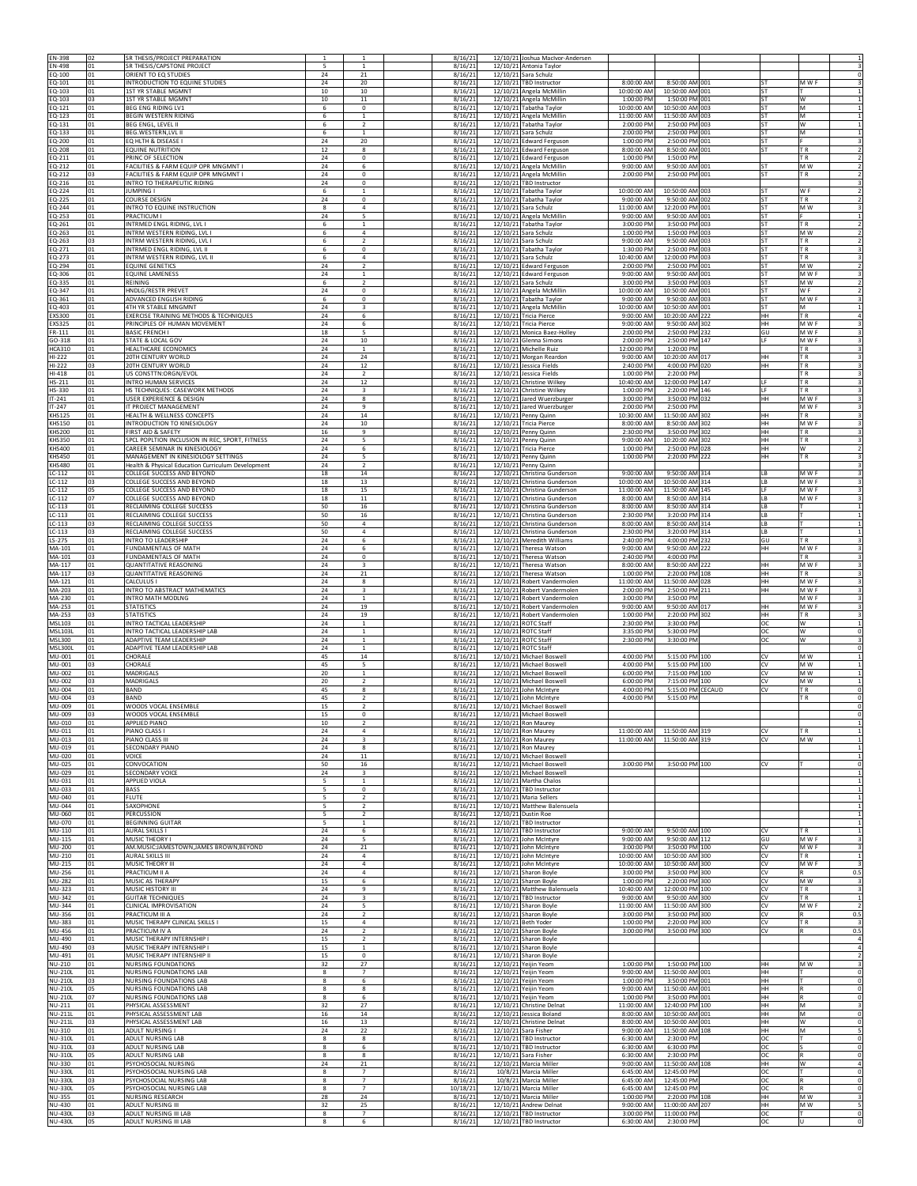| | | | | | | | | | | | | | | |
|---|---|---|---|---|---|---|---|---|---|---|---|---|---|---|
| EN-398 | 02 | SR THESIS/PROJECT PREPARATION | 1 | 1 | | 8/16/21 | 12/10/21 | Joshua MacIvor-Andersen | | | | | | 1 |
| EN-498 | 01 | SR THESIS/CAPSTONE PROJECT | 5 | 1 | | 8/16/21 | 12/10/21 | Antonia Taylor | | | | | | 3 |
| EQ-100 | 01 | ORIENT TO EQ STUDIES | 24 | 21 | | 8/16/21 | 12/10/21 | Sara Schulz | | | | | | 0 |
| EQ-101 | 01 | INTRODUCTION TO EQUINE STUDIES | 24 | 20 | | 8/16/21 | 12/10/21 | TBD Instructor | 8:00:00 AM | 8:50:00 AM | 001 | ST | M W F | 3 |
| EQ-103 | 01 | 1ST YR STABLE MGMNT | 10 | 10 | | 8/16/21 | 12/10/21 | Angela McMillin | 10:00:00 AM | 10:50:00 AM | 001 | ST | T | 1 |
| EQ-103 | 03 | 1ST YR STABLE MGMNT | 10 | 11 | | 8/16/21 | 12/10/21 | Angela McMillin | 1:00:00 PM | 1:50:00 PM | 001 | ST | W | 1 |
| EQ-121 | 01 | BEG ENG RIDING LV1 | 6 | 0 | | 8/16/21 | 12/10/21 | Tabatha Taylor | 10:00:00 AM | 10:50:00 AM | 003 | ST | M | 1 |
| EQ-123 | 01 | BEGIN WESTERN RIDING | 6 | 1 | | 8/16/21 | 12/10/21 | Angela McMillin | 11:00:00 AM | 11:50:00 AM | 003 | ST | M | 1 |
| EQ-131 | 01 | BEG ENGL, LEVEL II | 6 | 2 | | 8/16/21 | 12/10/21 | Tabatha Taylor | 2:00:00 PM | 2:50:00 PM | 003 | ST | W | 1 |
| EQ-133 | 01 | BEG WESTERN,LVL II | 6 | 1 | | 8/16/21 | 12/10/21 | Sara Schulz | 2:00:00 PM | 2:50:00 PM | 003 | ST | M | 1 |
| EQ-200 | 01 | EQ HLTH & DISEASE I | 24 | 20 | | 8/16/21 | 12/10/21 | Edward Ferguson | 1:00:00 PM | 2:50:00 PM | 001 | ST | F | 3 |
| EQ-208 | 01 | EQUINE NUTRITION | 12 | 8 | | 8/16/21 | 12/10/21 | Edward Ferguson | 8:00:00 AM | 8:50:00 AM | 001 | ST | T R | 2 |
| EQ-211 | 01 | PRINC OF SELECTION | 24 | 0 | | 8/16/21 | 12/10/21 | Edward Ferguson | 1:00:00 PM | 1:50:00 PM | | | T R | 2 |
| EQ-212 | 01 | FACILITIES & FARM EQUIP OPR MNGMNT I | 24 | 6 | | 8/16/21 | 12/10/21 | Angela McMillin | 9:00:00 AM | 9:50:00 AM | 001 | ST | M W | 2 |
| EQ-212 | 03 | FACILITIES & FARM EQUIP OPR MNGMNT I | 24 | 0 | | 8/16/21 | 12/10/21 | Angela McMillin | 2:00:00 PM | 2:50:00 PM | 001 | ST | T R | 2 |
| EQ-216 | 01 | INTRO TO THERAPEUTIC RIDING | 24 | 0 | | 8/16/21 | 12/10/21 | TBD Instructor | | | | | | 3 |
| EQ-224 | 01 | JUMPING I | 6 | 1 | | 8/16/21 | 12/10/21 | Tabatha Taylor | 10:00:00 AM | 10:50:00 AM | 003 | ST | W F | 2 |
| EQ-225 | 01 | COURSE DESIGN | 24 | 0 | | 8/16/21 | 12/10/21 | Tabatha Taylor | 9:00:00 AM | 9:50:00 AM | 002 | ST | T R | 2 |
| EQ-244 | 01 | INTRO TO EQUINE INSTRUCTION | 8 | 4 | | 8/16/21 | 12/10/21 | Sara Schulz | 11:00:00 AM | 12:20:00 PM | 001 | ST | M W | 3 |
| EQ-253 | 01 | PRACTICUM I | 24 | 5 | | 8/16/21 | 12/10/21 | Angela McMillin | 9:00:00 AM | 9:50:00 AM | 001 | ST | F | 1 |
| EQ-261 | 01 | INTRMED ENGL RIDING, LVL I | 6 | 1 | | 8/16/21 | 12/10/21 | Tabatha Taylor | 3:00:00 PM | 3:50:00 PM | 003 | ST | T R | 2 |
| EQ-263 | 01 | INTRM WESTERN RIDING, LVL I | 6 | 4 | | 8/16/21 | 12/10/21 | Sara Schulz | 1:00:00 PM | 1:50:00 PM | 003 | ST | M W | 2 |
| EQ-263 | 03 | INTRM WESTERN RIDING, LVL I | 6 | 2 | | 8/16/21 | 12/10/21 | Sara Schulz | 9:00:00 AM | 9:50:00 AM | 003 | ST | T R | 2 |
| EQ-271 | 01 | INTRMED ENGL RIDING, LVL II | 6 | 0 | | 8/16/21 | 12/10/21 | Tabatha Taylor | 1:30:00 PM | 2:50:00 PM | 003 | ST | T R | 3 |
| EQ-273 | 01 | INTRM WESTERN RIDING, LVL II | 6 | 4 | | 8/16/21 | 12/10/21 | Sara Schulz | 10:40:00 AM | 12:00:00 PM | 003 | ST | T R | 3 |
| EQ-294 | 01 | EQUINE GENETICS | 24 | 2 | | 8/16/21 | 12/10/21 | Edward Ferguson | 2:00:00 PM | 2:50:00 PM | 001 | ST | M W | 2 |
| EQ-306 | 01 | EQUINE LAMENESS | 24 | 1 | | 8/16/21 | 12/10/21 | Edward Ferguson | 9:00:00 AM | 9:50:00 AM | 001 | ST | M W F | 3 |
| EQ-335 | 01 | REINING | 6 | 2 | | 8/16/21 | 12/10/21 | Sara Schulz | 3:00:00 PM | 3:50:00 PM | 003 | ST | M W | 2 |
| EQ-347 | 01 | HNDLG/RESTR PREVET | 24 | 0 | | 8/16/21 | 12/10/21 | Angela McMillin | 10:00:00 AM | 10:50:00 AM | 001 | ST | W F | 2 |
| EQ-361 | 01 | ADVANCED ENGLISH RIDING | 6 | 0 | | 8/16/21 | 12/10/21 | Tabatha Taylor | 9:00:00 AM | 9:50:00 AM | 003 | ST | M W F | 3 |
| EQ-403 | 01 | 4TH YR STABLE MNGMNT | 24 | 3 | | 8/16/21 | 12/10/21 | Angela McMillin | 10:00:00 AM | 10:50:00 AM | 001 | ST | M | 1 |
| EXS300 | 01 | EXERCISE TRAINING METHODS & TECHNIQUES | 24 | 6 | | 8/16/21 | 12/10/21 | Tricia Pierce | 9:00:00 AM | 10:20:00 AM | 222 | HH | T R | 4 |
| EXS325 | 01 | PRINCIPLES OF HUMAN MOVEMENT | 24 | 6 | | 8/16/21 | 12/10/21 | Tricia Pierce | 9:00:00 AM | 9:50:00 AM | 302 | HH | M W F | 3 |
| FR-111 | 01 | BASIC FRENCH I | 18 | 5 | | 8/16/21 | 12/10/21 | Monica Baez-Holley | 2:00:00 PM | 2:50:00 PM | 232 | GU | M W F | 3 |
| GO-318 | 01 | STATE & LOCAL GOV | 24 | 10 | | 8/16/21 | 12/10/21 | Glenna Simons | 2:00:00 PM | 2:50:00 PM | 147 | LF | M W F | 3 |
| HCA310 | 01 | HEALTHCARE ECONOMICS | 24 | 1 | | 8/16/21 | 12/10/21 | Michelle Ruiz | 12:00:00 PM | 1:20:00 PM | | | T R | 3 |
| HI-222 | 01 | 20TH CENTURY WORLD | 24 | 24 | | 8/16/21 | 12/10/21 | Morgan Reardon | 9:00:00 AM | 10:20:00 AM | 017 | HH | T R | 3 |
| HI-222 | 03 | 20TH CENTURY WORLD | 24 | 12 | | 8/16/21 | 12/10/21 | Jessica Fields | 2:40:00 PM | 4:00:00 PM | 020 | HH | T R | 3 |
| HI-418 | 01 | US CONSTTN:ORGN/EVOL | 24 | 2 | | 8/16/21 | 12/10/21 | Jessica Fields | 1:00:00 PM | 2:20:00 PM | | | T R | 3 |
| HS-211 | 01 | INTRO HUMAN SERVICES | 24 | 12 | | 8/16/21 | 12/10/21 | Christine Wilkey | 10:40:00 AM | 12:00:00 PM | 147 | LF | T R | 3 |
| HS-330 | 01 | HS TECHNIQUES: CASEWORK METHODS | 24 | 3 | | 8/16/21 | 12/10/21 | Christine Wilkey | 1:00:00 PM | 2:20:00 PM | 146 | LF | T R | 3 |
| IT-241 | 01 | USER EXPERIENCE & DESIGN | 24 | 8 | | 8/16/21 | 12/10/21 | Jared Wuerzburger | 3:00:00 PM | 3:50:00 PM | 032 | HH | M W F | 3 |
| IT-247 | 01 | IT PROJECT MANAGEMENT | 24 | 9 | | 8/16/21 | 12/10/21 | Jared Wuerzburger | 2:00:00 PM | 2:50:00 PM | | | M W F | 3 |
| KHS125 | 01 | HEALTH & WELLNESS CONCEPTS | 24 | 14 | | 8/16/21 | 12/10/21 | Penny Quinn | 10:30:00 AM | 11:50:00 AM | 302 | HH | T R | 3 |
| KHS150 | 01 | INTRODUCTION TO KINESIOLOGY | 24 | 10 | | 8/16/21 | 12/10/21 | Tricia Pierce | 8:00:00 AM | 8:50:00 AM | 302 | HH | M W F | 3 |
| KHS200 | 01 | FIRST AID & SAFETY | 16 | 9 | | 8/16/21 | 12/10/21 | Penny Quinn | 2:30:00 PM | 3:50:00 PM | 302 | HH | T R | 3 |
| KHS350 | 01 | SPCL POPLTION INCLUSION IN REC, SPORT, FITNESS | 24 | 5 | | 8/16/21 | 12/10/21 | Penny Quinn | 9:00:00 AM | 10:20:00 AM | 302 | HH | T R | 3 |
| KHS400 | 01 | CAREER SEMINAR IN KINESIOLOGY | 24 | 6 | | 8/16/21 | 12/10/21 | Tricia Pierce | 1:00:00 PM | 2:50:00 PM | 028 | HH | W | 2 |
| KHS450 | 01 | MANAGEMENT IN KINESIOLOGY SETTINGS | 24 | 5 | | 8/16/21 | 12/10/21 | Penny Quinn | 1:00:00 PM | 2:20:00 PM | 222 | HH | T R | 3 |
| KHS480 | 01 | Health & Physical Education Curriculum Development | 24 | 2 | | 8/16/21 | 12/10/21 | Penny Quinn | | | | | | 3 |
| LC-112 | 01 | COLLEGE SUCCESS AND BEYOND | 18 | 14 | | 8/16/21 | 12/10/21 | Christina Gunderson | 9:00:00 AM | 9:50:00 AM | 314 | LB | M W F | 3 |
| LC-112 | 03 | COLLEGE SUCCESS AND BEYOND | 18 | 13 | | 8/16/21 | 12/10/21 | Christina Gunderson | 10:00:00 AM | 10:50:00 AM | 314 | LB | M W F | 3 |
| LC-112 | 05 | COLLEGE SUCCESS AND BEYOND | 18 | 15 | | 8/16/21 | 12/10/21 | Christina Gunderson | 11:00:00 AM | 11:50:00 AM | 145 | LF | M W F | 3 |
| LC-112 | 07 | COLLEGE SUCCESS AND BEYOND | 18 | 11 | | 8/16/21 | 12/10/21 | Christina Gunderson | 8:00:00 AM | 8:50:00 AM | 314 | LB | M W F | 3 |
| LC-113 | 01 | RECLAIMING COLLEGE SUCCESS | 50 | 16 | | 8/16/21 | 12/10/21 | Christina Gunderson | 8:00:00 AM | 8:50:00 AM | 314 | LB | T | 1 |
| LC-113 | 01 | RECLAIMING COLLEGE SUCCESS | 50 | 16 | | 8/16/21 | 12/10/21 | Christina Gunderson | 2:30:00 PM | 3:20:00 PM | 314 | LB | T | 1 |
| LC-113 | 03 | RECLAIMING COLLEGE SUCCESS | 50 | 4 | | 8/16/21 | 12/10/21 | Christina Gunderson | 8:00:00 AM | 8:50:00 AM | 314 | LB | T | 1 |
| LC-113 | 03 | RECLAIMING COLLEGE SUCCESS | 50 | 4 | | 8/16/21 | 12/10/21 | Christina Gunderson | 2:30:00 PM | 3:20:00 PM | 314 | LB | T | 1 |
| LS-275 | 01 | INTRO TO LEADERSHIP | 24 | 6 | | 8/16/21 | 12/10/21 | Meredith Williams | 2:40:00 PM | 4:00:00 PM | 232 | GU | T R | 3 |
| MA-101 | 01 | FUNDAMENTALS OF MATH | 24 | 6 | | 8/16/21 | 12/10/21 | Theresa Watson | 9:00:00 AM | 9:50:00 AM | 222 | HH | M W F | 3 |
| MA-101 | 03 | FUNDAMENTALS OF MATH | 24 | 0 | | 8/16/21 | 12/10/21 | Theresa Watson | 2:40:00 PM | 4:00:00 PM | | | T R | 3 |
| MA-117 | 01 | QUANTITATIVE REASONING | 24 | 3 | | 8/16/21 | 12/10/21 | Theresa Watson | 8:00:00 AM | 8:50:00 AM | 222 | HH | M W F | 3 |
| MA-117 | 03 | QUANTITATIVE REASONING | 24 | 21 | | 8/16/21 | 12/10/21 | Theresa Watson | 1:00:00 PM | 2:20:00 PM | 108 | HH | T R | 3 |
| MA-121 | 01 | CALCULUS I | 24 | 8 | | 8/16/21 | 12/10/21 | Robert Vandermolen | 11:00:00 AM | 11:50:00 AM | 028 | HH | M W F | 3 |
| MA-203 | 01 | INTRO TO ABSTRACT MATHEMATICS | 24 | 3 | | 8/16/21 | 12/10/21 | Robert Vandermolen | 2:00:00 PM | 2:50:00 PM | 211 | HH | M W F | 3 |
| MA-230 | 01 | INTRO MATH MODLNG | 24 | 1 | | 8/16/21 | 12/10/21 | Robert Vandermolen | 3:00:00 PM | 3:50:00 PM | | | M W F | 3 |
| MA-253 | 01 | STATISTICS | 24 | 19 | | 8/16/21 | 12/10/21 | Robert Vandermolen | 9:00:00 AM | 9:50:00 AM | 017 | HH | M W F | 3 |
| MA-253 | 03 | STATISTICS | 24 | 19 | | 8/16/21 | 12/10/21 | Robert Vandermolen | 1:00:00 PM | 2:20:00 PM | 302 | HH | T R | 3 |
| MSL103 | 01 | INTRO TACTICAL LEADERSHIP | 24 | 1 | | 8/16/21 | 12/10/21 | ROTC Staff | 2:30:00 PM | 3:30:00 PM | | OC | W | 1 |
| MSL103L | 01 | INTRO TACTICAL LEADERSHIP LAB | 24 | 1 | | 8/16/21 | 12/10/21 | ROTC Staff | 3:35:00 PM | 5:30:00 PM | | OC | W | 0 |
| MSL300 | 01 | ADAPTIVE TEAM LEADERSHIP | 24 | 1 | | 8/16/21 | 12/10/21 | ROTC Staff | 2:30:00 PM | 3:30:00 PM | | OC | W | 3 |
| MSL300L | 01 | ADAPTIVE TEAM LEADERSHIP LAB | 24 | 1 | | 8/16/21 | 12/10/21 | ROTC Staff | | | | | | 0 |
| MU-001 | 01 | CHORALE | 45 | 14 | | 8/16/21 | 12/10/21 | Michael Boswell | 4:00:00 PM | 5:15:00 PM | 100 | CV | M W | 1 |
| MU-001 | 03 | CHORALE | 45 | 5 | | 8/16/21 | 12/10/21 | Michael Boswell | 4:00:00 PM | 5:15:00 PM | 100 | CV | M W | 1 |
| MU-002 | 01 | MADRIGALS | 20 | 1 | | 8/16/21 | 12/10/21 | Michael Boswell | 6:00:00 PM | 7:15:00 PM | 100 | CV | M W | 1 |
| MU-002 | 03 | MADRIGALS | 20 | 2 | | 8/16/21 | 12/10/21 | Michael Boswell | 6:00:00 PM | 7:15:00 PM | 100 | CV | M W | 1 |
| MU-004 | 01 | BAND | 45 | 8 | | 8/16/21 | 12/10/21 | John McIntyre | 4:00:00 PM | 5:15:00 PM | CECAUD | CV | T R | 0 |
| MU-004 | 03 | BAND | 45 | 2 | | 8/16/21 | 12/10/21 | John McIntyre | 4:00:00 PM | 5:15:00 PM | | | T R | 0 |
| MU-009 | 01 | WOODS VOCAL ENSEMBLE | 15 | 2 | | 8/16/21 | 12/10/21 | Michael Boswell | | | | | | 0 |
| MU-009 | 03 | WOODS VOCAL ENSEMBLE | 15 | 0 | | 8/16/21 | 12/10/21 | Michael Boswell | | | | | | 0 |
| MU-010 | 01 | APPLIED PIANO | 10 | 2 | | 8/16/21 | 12/10/21 | Ron Maurey | | | | | | 1 |
| MU-011 | 01 | PIANO CLASS I | 24 | 4 | | 8/16/21 | 12/10/21 | Ron Maurey | 11:00:00 AM | 11:50:00 AM | 319 | CV | T R | 1 |
| MU-013 | 01 | PIANO CLASS III | 24 | 3 | | 8/16/21 | 12/10/21 | Ron Maurey | 11:00:00 AM | 11:50:00 AM | 319 | CV | M W | 1 |
| MU-019 | 01 | SECONDARY PIANO | 24 | 8 | | 8/16/21 | 12/10/21 | Ron Maurey | | | | | | 1 |
| MU-020 | 01 | VOICE | 24 | 11 | | 8/16/21 | 12/10/21 | Michael Boswell | | | | | | 1 |
| MU-025 | 01 | CONVOCATION | 50 | 16 | | 8/16/21 | 12/10/21 | Michael Boswell | 3:00:00 PM | 3:50:00 PM | 100 | CV | T | 0 |
| MU-029 | 01 | SECONDARY VOICE | 24 | 3 | | 8/16/21 | 12/10/21 | Michael Boswell | | | | | | 1 |
| MU-031 | 01 | APPLIED VIOLA | 5 | 1 | | 8/16/21 | 12/10/21 | Martha Chalos | | | | | | 1 |
| MU-033 | 01 | BASS | 5 | 0 | | 8/16/21 | 12/10/21 | TBD Instructor | | | | | | 1 |
| MU-040 | 01 | FLUTE | 5 | 2 | | 8/16/21 | 12/10/21 | Maria Sellers | | | | | | 1 |
| MU-044 | 01 | SAXOPHONE | 5 | 2 | | 8/16/21 | 12/10/21 | Matthew Balensuela | | | | | | 1 |
| MU-060 | 01 | PERCUSSION | 5 | 2 | | 8/16/21 | 12/10/21 | Dustin Roe | | | | | | 1 |
| MU-070 | 01 | BEGINNING GUITAR | 5 | 1 | | 8/16/21 | 12/10/21 | TBD Instructor | | | | | | 1 |
| MU-110 | 01 | AURAL SKILLS I | 24 | 6 | | 8/16/21 | 12/10/21 | TBD Instructor | 9:00:00 AM | 9:50:00 AM | 100 | CV | T R | 1 |
| MU-115 | 01 | MUSIC THEORY I | 24 | 5 | | 8/16/21 | 12/10/21 | John McIntyre | 9:00:00 AM | 9:50:00 AM | 112 | GU | M W F | 3 |
| MU-200 | 01 | AM.MUSIC:JAMESTOWN,JAMES BROWN,BEYOND | 24 | 21 | | 8/16/21 | 12/10/21 | John McIntyre | 3:00:00 PM | 3:50:00 PM | 100 | CV | M W F | 3 |
| MU-210 | 01 | AURAL SKILLS III | 24 | 4 | | 8/16/21 | 12/10/21 | John McIntyre | 10:00:00 AM | 10:50:00 AM | 300 | CV | T R | 1 |
| MU-215 | 01 | MUSIC THEORY III | 24 | 4 | | 8/16/21 | 12/10/21 | John McIntyre | 10:00:00 AM | 10:50:00 AM | 300 | CV | M W F | 3 |
| MU-256 | 01 | PRACTICUM II A | 24 | 4 | | 8/16/21 | 12/10/21 | Sharon Boyle | 3:00:00 PM | 3:50:00 PM | 300 | CV | R | 0.5 |
| MU-282 | 01 | MUSIC AS THERAPY | 15 | 6 | | 8/16/21 | 12/10/21 | Sharon Boyle | 1:00:00 PM | 2:20:00 PM | 300 | CV | M W | 3 |
| MU-323 | 01 | MUSIC HISTORY III | 24 | 9 | | 8/16/21 | 12/10/21 | Matthew Balensuela | 10:40:00 AM | 12:00:00 PM | 100 | CV | T R | 3 |
| MU-342 | 01 | GUITAR TECHNIQUES | 24 | 3 | | 8/16/21 | 12/10/21 | TBD Instructor | 9:00:00 AM | 9:50:00 AM | 300 | CV | T R | 1 |
| MU-344 | 01 | CLINICAL IMPROVISATION | 24 | 5 | | 8/16/21 | 12/10/21 | Sharon Boyle | 11:00:00 AM | 11:50:00 AM | 300 | CV | M W F | 2 |
| MU-356 | 01 | PRACTICUM III A | 24 | 2 | | 8/16/21 | 12/10/21 | Sharon Boyle | 3:00:00 PM | 3:50:00 PM | 300 | CV | R | 0.5 |
| MU-383 | 01 | MUSIC THERAPY CLINICAL SKILLS I | 15 | 4 | | 8/16/21 | 12/10/21 | Beth Yoder | 1:00:00 PM | 2:20:00 PM | 300 | CV | T R | 3 |
| MU-456 | 01 | PRACTICUM IV A | 24 | 2 | | 8/16/21 | 12/10/21 | Sharon Boyle | 3:00:00 PM | 3:50:00 PM | 300 | CV | R | 0.5 |
| MU-490 | 01 | MUSIC THERAPY INTERNSHIP I | 15 | 2 | | 8/16/21 | 12/10/21 | Sharon Boyle | | | | | | 4 |
| MU-490 | 03 | MUSIC THERAPY INTERNSHIP I | 15 | 1 | | 8/16/21 | 12/10/21 | Sharon Boyle | | | | | | 4 |
| MU-491 | 01 | MUSIC THERAPY INTERNSHIP II | 15 | 0 | | 8/16/21 | 12/10/21 | Sharon Boyle | | | | | | 2 |
| NU-210 | 01 | NURSING FOUNDATIONS | 32 | 27 | | 8/16/21 | 12/10/21 | Yeijin Yeom | 1:00:00 PM | 1:50:00 PM | 100 | HH | M W | 3 |
| NU-210L | 01 | NURSING FOUNDATIONS LAB | 8 | 7 | | 8/16/21 | 12/10/21 | Yeijin Yeom | 9:00:00 AM | 11:50:00 AM | 001 | HH | T | 0 |
| NU-210L | 03 | NURSING FOUNDATIONS LAB | 8 | 6 | | 8/16/21 | 12/10/21 | Yeijin Yeom | 1:00:00 PM | 3:50:00 PM | 001 | HH | T | 0 |
| NU-210L | 05 | NURSING FOUNDATIONS LAB | 8 | 8 | | 8/16/21 | 12/10/21 | Yeijin Yeom | 9:00:00 AM | 11:50:00 AM | 001 | HH | R | 0 |
| NU-210L | 07 | NURSING FOUNDATIONS LAB | 8 | 6 | | 8/16/21 | 12/10/21 | Yeijin Yeom | 1:00:00 PM | 3:50:00 PM | 001 | HH | R | 0 |
| NU-211 | 01 | PHYSICAL ASSESSMENT | 32 | 27 | | 8/16/21 | 12/10/21 | Christine Delnat | 11:00:00 AM | 12:40:00 PM | 100 | HH | M | 3 |
| NU-211L | 01 | PHYSICAL ASSESSMENT LAB | 16 | 14 | | 8/16/21 | 12/10/21 | Jessica Boland | 8:00:00 AM | 10:50:00 AM | 001 | HH | M | 0 |
| NU-211L | 03 | PHYSICAL ASSESSMENT LAB | 16 | 13 | | 8/16/21 | 12/10/21 | Christine Delnat | 8:00:00 AM | 10:50:00 AM | 001 | HH | W | 0 |
| NU-310 | 01 | ADULT NURSING I | 24 | 22 | | 8/16/21 | 12/10/21 | Sara Fisher | 9:00:00 AM | 11:50:00 AM | 108 | HH | M | 5 |
| NU-310L | 01 | ADULT NURSING LAB | 8 | 8 | | 8/16/21 | 12/10/21 | TBD Instructor | 6:30:00 AM | 2:30:00 PM | | OC | T | 0 |
| NU-310L | 03 | ADULT NURSING LAB | 8 | 6 | | 8/16/21 | 12/10/21 | TBD Instructor | 6:30:00 AM | 6:30:00 PM | | OC | S | 0 |
| NU-310L | 05 | ADULT NURSING LAB | 8 | 8 | | 8/16/21 | 12/10/21 | Sara Fisher | 6:30:00 AM | 2:30:00 PM | | OC | R | 0 |
| NU-330 | 01 | PSYCHOSOCIAL NURSING | 24 | 21 | | 8/16/21 | 12/10/21 | Marcia Miller | 9:00:00 AM | 11:50:00 AM | 108 | HH | W | 4 |
| NU-330L | 01 | PSYCHOSOCIAL NURSING LAB | 8 | 7 | | 8/16/21 | 10/8/21 | Marcia Miller | 6:45:00 AM | 12:45:00 PM | | OC | T | 0 |
| NU-330L | 03 | PSYCHOSOCIAL NURSING LAB | 8 | 7 | | 8/16/21 | 10/8/21 | Marcia Miller | 6:45:00 AM | 12:45:00 PM | | OC | R | 0 |
| NU-330L | 05 | PSYCHOSOCIAL NURSING LAB | 8 | 7 | | 10/18/21 | 12/10/21 | Marcia Miller | 6:45:00 AM | 12:45:00 PM | | OC | R | 0 |
| NU-355 | 01 | NURSING RESEARCH | 28 | 24 | | 8/16/21 | 12/10/21 | Marcia Miller | 1:00:00 PM | 2:20:00 PM | 108 | HH | M W | 3 |
| NU-430 | 01 | ADULT NURSING III | 32 | 25 | | 8/16/21 | 12/10/21 | Andrew Delnat | 9:00:00 AM | 11:00:00 AM | 207 | HH | M W | 5 |
| NU-430L | 03 | ADULT NURSING III LAB | 8 | 7 | | 8/16/21 | 12/10/21 | TBD Instructor | 3:00:00 PM | 11:00:00 PM | | OC | T | 0 |
| NU-430L | 05 | ADULT NURSING III LAB | 8 | 6 | | 8/16/21 | 12/10/21 | TBD Instructor | 6:30:00 AM | 2:30:00 PM | | OC | U | 0 |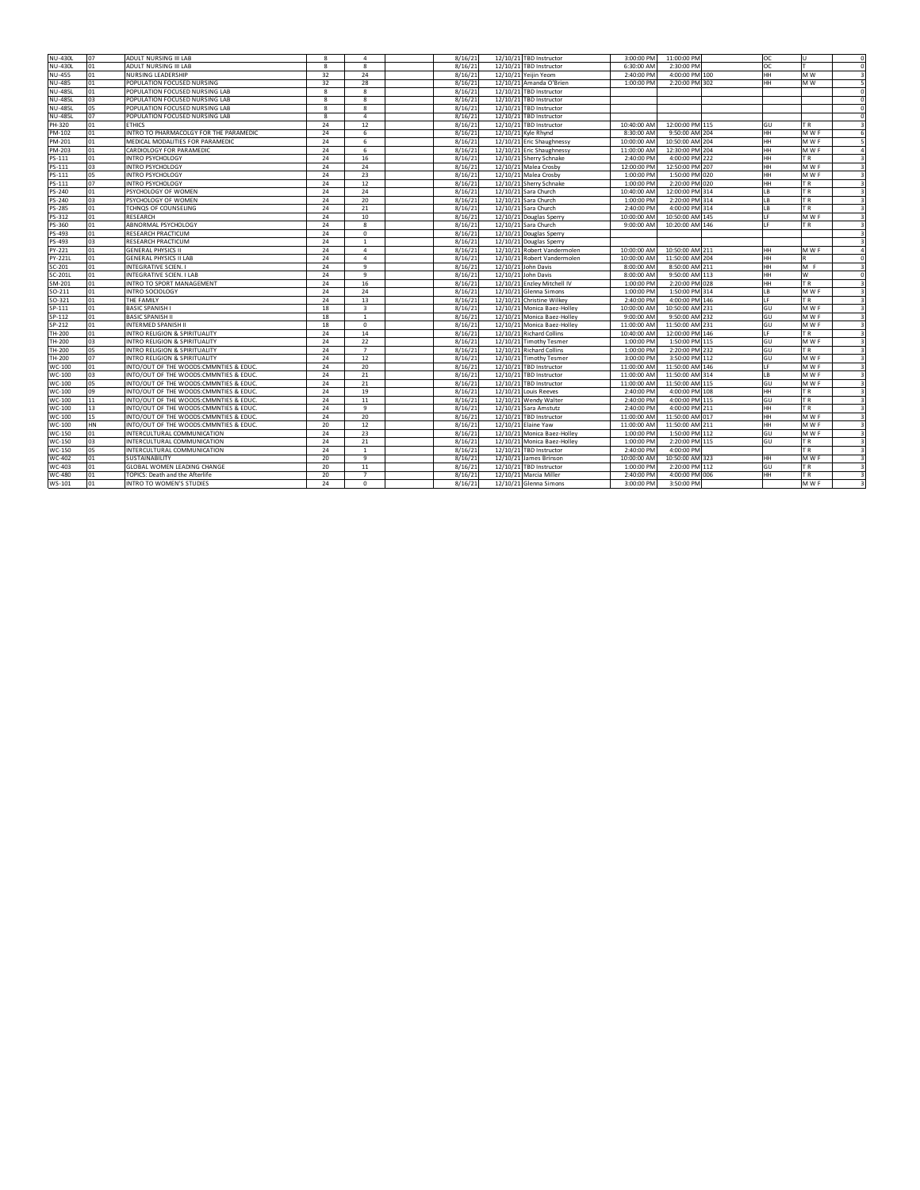| | | | | | | | | | | | | | | | | |
|---|---|---|---|---|---|---|---|---|---|---|---|---|---|---|---|---|
| NU-430L | 07 | ADULT NURSING III LAB | 8 | 4 | | | 8/16/21 | 12/10/21 | TBD Instructor | 3:00:00 PM | 11:00:00 PM | | OC | | U | 0 |
| NU-430L | 01 | ADULT NURSING III LAB | 8 | 8 | | | 8/16/21 | 12/10/21 | TBD Instructor | 6:30:00 AM | 2:30:00 PM | | OC | | T | 0 |
| NU-455 | 01 | NURSING LEADERSHIP | 32 | 24 | | | 8/16/21 | 12/10/21 | Yeijin Yeom | 2:40:00 PM | 4:00:00 PM | 100 | HH | | M W | 3 |
| NU-485 | 01 | POPULATION FOCUSED NURSING | 32 | 28 | | | 8/16/21 | 12/10/21 | Amanda O'Brien | 1:00:00 PM | 2:20:00 PM | 302 | HH | | M W | 5 |
| NU-485L | 01 | POPULATION FOCUSED NURSING LAB | 8 | 8 | | | 8/16/21 | 12/10/21 | TBD Instructor | | | | | | | 0 |
| NU-485L | 03 | POPULATION FOCUSED NURSING LAB | 8 | 8 | | | 8/16/21 | 12/10/21 | TBD Instructor | | | | | | | 0 |
| NU-485L | 05 | POPULATION FOCUSED NURSING LAB | 8 | 8 | | | 8/16/21 | 12/10/21 | TBD Instructor | | | | | | | 0 |
| NU-485L | 07 | POPULATION FOCUSED NURSING LAB | 8 | 4 | | | 8/16/21 | 12/10/21 | TBD Instructor | | | | | | | 0 |
| PH-320 | 01 | ETHICS | 24 | 12 | | | 8/16/21 | 12/10/21 | TBD Instructor | 10:40:00 AM | 12:00:00 PM | 115 | GU | | T R | 3 |
| PM-102 | 01 | INTRO TO PHARMACOLGY FOR THE PARAMEDIC | 24 | 6 | | | 8/16/21 | 12/10/21 | Kyle Rhynd | 8:30:00 AM | 9:50:00 AM | 204 | HH | | M W F | 6 |
| PM-201 | 01 | MEDICAL MODALITIES FOR PARAMEDIC | 24 | 6 | | | 8/16/21 | 12/10/21 | Eric Shaughnessy | 10:00:00 AM | 10:50:00 AM | 204 | HH | | M W F | 5 |
| PM-203 | 01 | CARDIOLOGY FOR PARAMEDIC | 24 | 6 | | | 8/16/21 | 12/10/21 | Eric Shaughnessy | 11:00:00 AM | 12:30:00 PM | 204 | HH | | M W F | 4 |
| PS-111 | 01 | INTRO PSYCHOLOGY | 24 | 16 | | | 8/16/21 | 12/10/21 | Sherry Schnake | 2:40:00 PM | 4:00:00 PM | 222 | HH | | T R | 3 |
| PS-111 | 03 | INTRO PSYCHOLOGY | 24 | 24 | | | 8/16/21 | 12/10/21 | Malea Crosby | 12:00:00 PM | 12:50:00 PM | 207 | HH | | M W F | 3 |
| PS-111 | 05 | INTRO PSYCHOLOGY | 24 | 23 | | | 8/16/21 | 12/10/21 | Malea Crosby | 1:00:00 PM | 1:50:00 PM | 020 | HH | | M W F | 3 |
| PS-111 | 07 | INTRO PSYCHOLOGY | 24 | 12 | | | 8/16/21 | 12/10/21 | Sherry Schnake | 1:00:00 PM | 2:20:00 PM | 020 | HH | | T R | 3 |
| PS-240 | 01 | PSYCHOLOGY OF WOMEN | 24 | 24 | | | 8/16/21 | 12/10/21 | Sara Church | 10:40:00 AM | 12:00:00 PM | 314 | LB | | T R | 3 |
| PS-240 | 03 | PSYCHOLOGY OF WOMEN | 24 | 20 | | | 8/16/21 | 12/10/21 | Sara Church | 1:00:00 PM | 2:20:00 PM | 314 | LB | | T R | 3 |
| PS-285 | 01 | TCHNQS OF COUNSELING | 24 | 21 | | | 8/16/21 | 12/10/21 | Sara Church | 2:40:00 PM | 4:00:00 PM | 314 | LB | | T R | 3 |
| PS-312 | 01 | RESEARCH | 24 | 10 | | | 8/16/21 | 12/10/21 | Douglas Sperry | 10:00:00 AM | 10:50:00 AM | 145 | LF | | M W F | 3 |
| PS-360 | 01 | ABNORMAL PSYCHOLOGY | 24 | 8 | | | 8/16/21 | 12/10/21 | Sara Church | 9:00:00 AM | 10:20:00 AM | 146 | LF | | T R | 3 |
| PS-493 | 01 | RESEARCH PRACTICUM | 24 | 0 | | | 8/16/21 | 12/10/21 | Douglas Sperry | | | | | | | 3 |
| PS-493 | 03 | RESEARCH PRACTICUM | 24 | 1 | | | 8/16/21 | 12/10/21 | Douglas Sperry | | | | | | | 3 |
| PY-221 | 01 | GENERAL PHYSICS II | 24 | 4 | | | 8/16/21 | 12/10/21 | Robert Vandermolen | 10:00:00 AM | 10:50:00 AM | 211 | HH | | M W F | 4 |
| PY-221L | 01 | GENERAL PHYSICS II LAB | 24 | 4 | | | 8/16/21 | 12/10/21 | Robert Vandermolen | 10:00:00 AM | 11:50:00 AM | 204 | HH | | R | 0 |
| SC-201 | 01 | INTEGRATIVE SCIEN. I | 24 | 9 | | | 8/16/21 | 12/10/21 | John Davis | 8:00:00 AM | 8:50:00 AM | 211 | HH | | M F | 3 |
| SC-201L | 01 | INTEGRATIVE SCIEN. I LAB | 24 | 9 | | | 8/16/21 | 12/10/21 | John Davis | 8:00:00 AM | 9:50:00 AM | 113 | HH | | W | 0 |
| SM-201 | 01 | INTRO TO SPORT MANAGEMENT | 24 | 16 | | | 8/16/21 | 12/10/21 | Enzley Mitchell IV | 1:00:00 PM | 2:20:00 PM | 028 | HH | | T R | 3 |
| SO-211 | 01 | INTRO SOCIOLOGY | 24 | 24 | | | 8/16/21 | 12/10/21 | Glenna Simons | 1:00:00 PM | 1:50:00 PM | 314 | LB | | M W F | 3 |
| SO-321 | 01 | THE FAMILY | 24 | 13 | | | 8/16/21 | 12/10/21 | Christine Wilkey | 2:40:00 PM | 4:00:00 PM | 146 | LF | | T R | 3 |
| SP-111 | 01 | BASIC SPANISH I | 18 | 3 | | | 8/16/21 | 12/10/21 | Monica Baez-Holley | 10:00:00 AM | 10:50:00 AM | 231 | GU | | M W F | 3 |
| SP-112 | 01 | BASIC SPANISH II | 18 | 1 | | | 8/16/21 | 12/10/21 | Monica Baez-Holley | 9:00:00 AM | 9:50:00 AM | 232 | GU | | M W F | 3 |
| SP-212 | 01 | INTERMED SPANISH II | 18 | 0 | | | 8/16/21 | 12/10/21 | Monica Baez-Holley | 11:00:00 AM | 11:50:00 AM | 231 | GU | | M W F | 3 |
| TH-200 | 01 | INTRO RELIGION & SPIRITUALITY | 24 | 14 | | | 8/16/21 | 12/10/21 | Richard Collins | 10:40:00 AM | 12:00:00 PM | 146 | LF | | T R | 3 |
| TH-200 | 03 | INTRO RELIGION & SPIRITUALITY | 24 | 22 | | | 8/16/21 | 12/10/21 | Timothy Tesmer | 1:00:00 PM | 1:50:00 PM | 115 | GU | | M W F | 3 |
| TH-200 | 05 | INTRO RELIGION & SPIRITUALITY | 24 | 7 | | | 8/16/21 | 12/10/21 | Richard Collins | 1:00:00 PM | 2:20:00 PM | 232 | GU | | T R | 3 |
| TH-200 | 07 | INTRO RELIGION & SPIRITUALITY | 24 | 12 | | | 8/16/21 | 12/10/21 | Timothy Tesmer | 3:00:00 PM | 3:50:00 PM | 112 | GU | | M W F | 3 |
| WC-100 | 01 | INTO/OUT OF THE WOODS:CMMNTIES & EDUC. | 24 | 20 | | | 8/16/21 | 12/10/21 | TBD Instructor | 11:00:00 AM | 11:50:00 AM | 146 | LF | | M W F | 3 |
| WC-100 | 03 | INTO/OUT OF THE WOODS:CMMNTIES & EDUC. | 24 | 21 | | | 8/16/21 | 12/10/21 | TBD Instructor | 11:00:00 AM | 11:50:00 AM | 314 | LB | | M W F | 3 |
| WC-100 | 05 | INTO/OUT OF THE WOODS:CMMNTIES & EDUC. | 24 | 21 | | | 8/16/21 | 12/10/21 | TBD Instructor | 11:00:00 AM | 11:50:00 AM | 115 | GU | | M W F | 3 |
| WC-100 | 09 | INTO/OUT OF THE WOODS:CMMNTIES & EDUC. | 24 | 19 | | | 8/16/21 | 12/10/21 | Louis Reeves | 2:40:00 PM | 4:00:00 PM | 108 | HH | | T R | 3 |
| WC-100 | 11 | INTO/OUT OF THE WOODS:CMMNTIES & EDUC. | 24 | 11 | | | 8/16/21 | 12/10/21 | Wendy Walter | 2:40:00 PM | 4:00:00 PM | 115 | GU | | T R | 3 |
| WC-100 | 13 | INTO/OUT OF THE WOODS:CMMNTIES & EDUC. | 24 | 9 | | | 8/16/21 | 12/10/21 | Sara Amstutz | 2:40:00 PM | 4:00:00 PM | 211 | HH | | T R | 3 |
| WC-100 | 15 | INTO/OUT OF THE WOODS:CMMNTIES & EDUC. | 24 | 20 | | | 8/16/21 | 12/10/21 | TBD Instructor | 11:00:00 AM | 11:50:00 AM | 017 | HH | | M W F | 3 |
| WC-100 | HN | INTO/OUT OF THE WOODS:CMMNTIES & EDUC. | 20 | 12 | | | 8/16/21 | 12/10/21 | Elaine Yaw | 11:00:00 AM | 11:50:00 AM | 211 | HH | | M W F | 3 |
| WC-150 | 01 | INTERCULTURAL COMMUNICATION | 24 | 23 | | | 8/16/21 | 12/10/21 | Monica Baez-Holley | 1:00:00 PM | 1:50:00 PM | 112 | GU | | M W F | 3 |
| WC-150 | 03 | INTERCULTURAL COMMUNICATION | 24 | 21 | | | 8/16/21 | 12/10/21 | Monica Baez-Holley | 1:00:00 PM | 2:20:00 PM | 115 | GU | | T R | 3 |
| WC-150 | 05 | INTERCULTURAL COMMUNICATION | 24 | 1 | | | 8/16/21 | 12/10/21 | TBD Instructor | 2:40:00 PM | 4:00:00 PM | | | | T R | 3 |
| WC-402 | 01 | SUSTAINABILITY | 20 | 9 | | | 8/16/21 | 12/10/21 | James Brinson | 10:00:00 AM | 10:50:00 AM | 323 | HH | | M W F | 3 |
| WC-403 | 01 | GLOBAL WOMEN LEADING CHANGE | 20 | 11 | | | 8/16/21 | 12/10/21 | TBD Instructor | 1:00:00 PM | 2:20:00 PM | 112 | GU | | T R | 3 |
| WC-480 | 01 | TOPICS: Death and the Afterlife | 20 | 7 | | | 8/16/21 | 12/10/21 | Marcia Miller | 2:40:00 PM | 4:00:00 PM | 006 | HH | | T R | 3 |
| WS-101 | 01 | INTRO TO WOMEN'S STUDIES | 24 | 0 | | | 8/16/21 | 12/10/21 | Glenna Simons | 3:00:00 PM | 3:50:00 PM | | | | M W F | 3 |